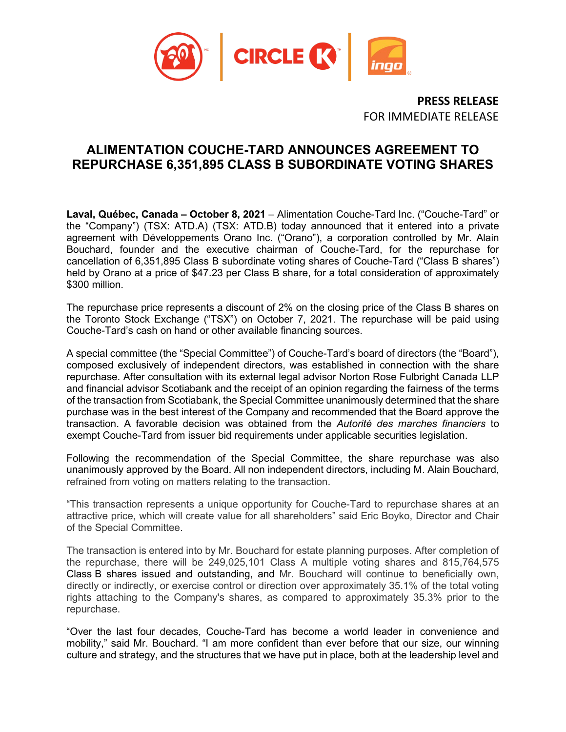**PRESS RELEASE**
FOR IMMEDIATE RELEASE

# ALIMENTATION COUCHE-TARD ANNOUNCES AGREEMENT TO REPURCHASE 6,351,895 CLASS B SUBORDINATE VOTING SHARES

**Laval, Québec, Canada – October 8, 2021** – Alimentation Couche-Tard Inc. ("Couche-Tard" or the "Company") (TSX: ATD.A) (TSX: ATD.B) today announced that it entered into a private agreement with Développements Orano Inc. ("Orano"), a corporation controlled by Mr. Alain Bouchard, founder and the executive chairman of Couche-Tard, for the repurchase for cancellation of 6,351,895 Class B subordinate voting shares of Couche-Tard ("Class B shares") held by Orano at a price of $47.23 per Class B share, for a total consideration of approximately $300 million.

The repurchase price represents a discount of 2% on the closing price of the Class B shares on the Toronto Stock Exchange ("TSX") on October 7, 2021. The repurchase will be paid using Couche-Tard's cash on hand or other available financing sources.

A special committee (the "Special Committee") of Couche-Tard's board of directors (the "Board"), composed exclusively of independent directors, was established in connection with the share repurchase. After consultation with its external legal advisor Norton Rose Fulbright Canada LLP and financial advisor Scotiabank and the receipt of an opinion regarding the fairness of the terms of the transaction from Scotiabank, the Special Committee unanimously determined that the share purchase was in the best interest of the Company and recommended that the Board approve the transaction. A favorable decision was obtained from the *Autorité des marches financiers* to exempt Couche-Tard from issuer bid requirements under applicable securities legislation.

Following the recommendation of the Special Committee, the share repurchase was also unanimously approved by the Board. All non independent directors, including M. Alain Bouchard, refrained from voting on matters relating to the transaction.

"This transaction represents a unique opportunity for Couche-Tard to repurchase shares at an attractive price, which will create value for all shareholders" said Eric Boyko, Director and Chair of the Special Committee.

The transaction is entered into by Mr. Bouchard for estate planning purposes. After completion of the repurchase, there will be 249,025,101 Class A multiple voting shares and 815,764,575 Class B shares issued and outstanding, and Mr. Bouchard will continue to beneficially own, directly or indirectly, or exercise control or direction over approximately 35.1% of the total voting rights attaching to the Company's shares, as compared to approximately 35.3% prior to the repurchase.

"Over the last four decades, Couche-Tard has become a world leader in convenience and mobility," said Mr. Bouchard. "I am more confident than ever before that our size, our winning culture and strategy, and the structures that we have put in place, both at the leadership level and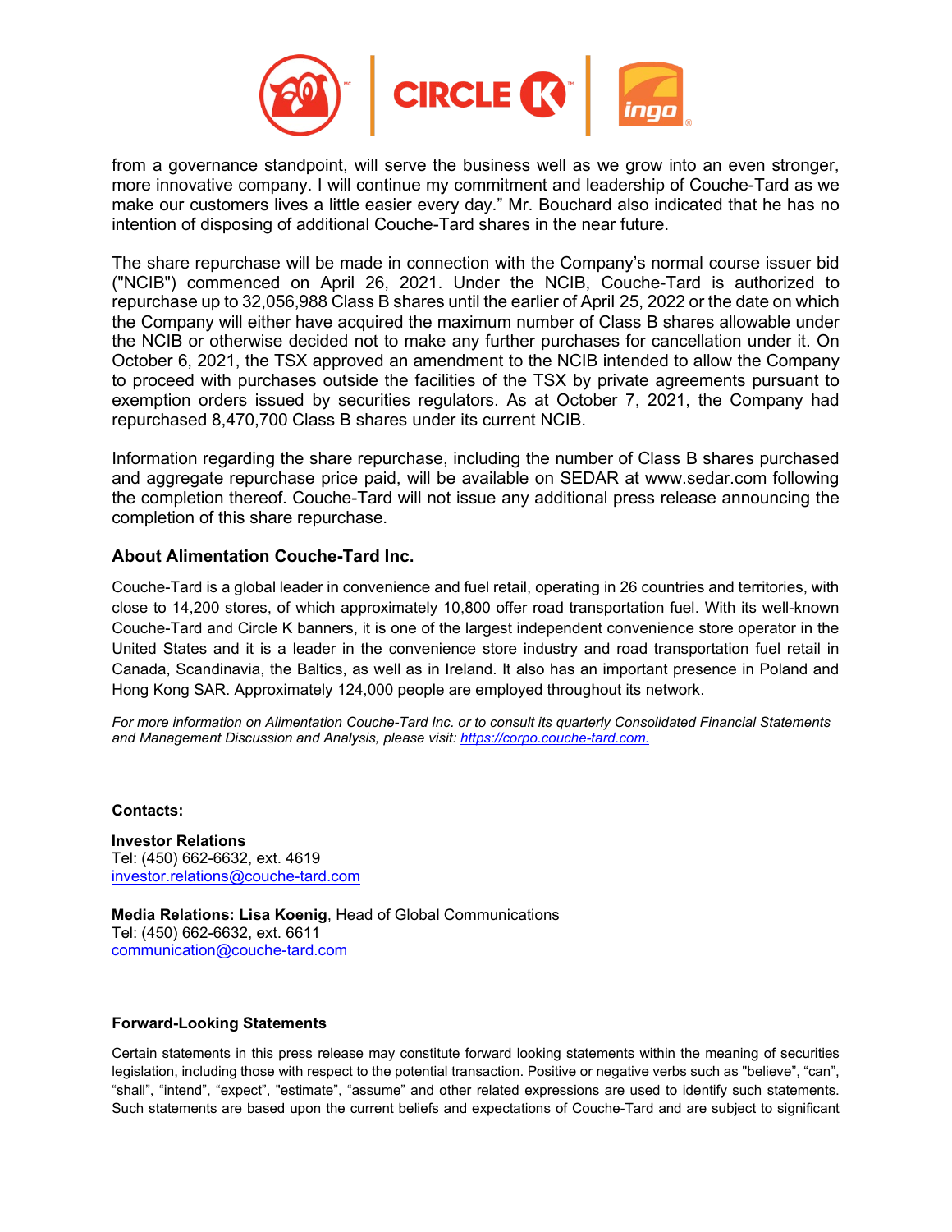from a governance standpoint, will serve the business well as we grow into an even stronger, more innovative company. I will continue my commitment and leadership of Couche-Tard as we make our customers lives a little easier every day." Mr. Bouchard also indicated that he has no intention of disposing of additional Couche-Tard shares in the near future.

The share repurchase will be made in connection with the Company's normal course issuer bid ("NCIB") commenced on April 26, 2021. Under the NCIB, Couche-Tard is authorized to repurchase up to 32,056,988 Class B shares until the earlier of April 25, 2022 or the date on which the Company will either have acquired the maximum number of Class B shares allowable under the NCIB or otherwise decided not to make any further purchases for cancellation under it. On October 6, 2021, the TSX approved an amendment to the NCIB intended to allow the Company to proceed with purchases outside the facilities of the TSX by private agreements pursuant to exemption orders issued by securities regulators. As at October 7, 2021, the Company had repurchased 8,470,700 Class B shares under its current NCIB.

Information regarding the share repurchase, including the number of Class B shares purchased and aggregate repurchase price paid, will be available on SEDAR at www.sedar.com following the completion thereof. Couche-Tard will not issue any additional press release announcing the completion of this share repurchase.

### About Alimentation Couche-Tard Inc.

Couche-Tard is a global leader in convenience and fuel retail, operating in 26 countries and territories, with close to 14,200 stores, of which approximately 10,800 offer road transportation fuel. With its well-known Couche-Tard and Circle K banners, it is one of the largest independent convenience store operator in the United States and it is a leader in the convenience store industry and road transportation fuel retail in Canada, Scandinavia, the Baltics, as well as in Ireland. It also has an important presence in Poland and Hong Kong SAR. Approximately 124,000 people are employed throughout its network.

*For more information on Alimentation Couche-Tard Inc. or to consult its quarterly Consolidated Financial Statements and Management Discussion and Analysis, please visit: https://corpo.couche-tard.com.*

**Contacts:**

**Investor Relations**
Tel: (450) 662-6632, ext. 4619
investor.relations@couche-tard.com

**Media Relations: Lisa Koenig**, Head of Global Communications
Tel: (450) 662-6632, ext. 6611
communication@couche-tard.com

### Forward-Looking Statements

Certain statements in this press release may constitute forward looking statements within the meaning of securities legislation, including those with respect to the potential transaction. Positive or negative verbs such as "believe", "can", "shall", "intend", "expect", "estimate", "assume" and other related expressions are used to identify such statements. Such statements are based upon the current beliefs and expectations of Couche-Tard and are subject to significant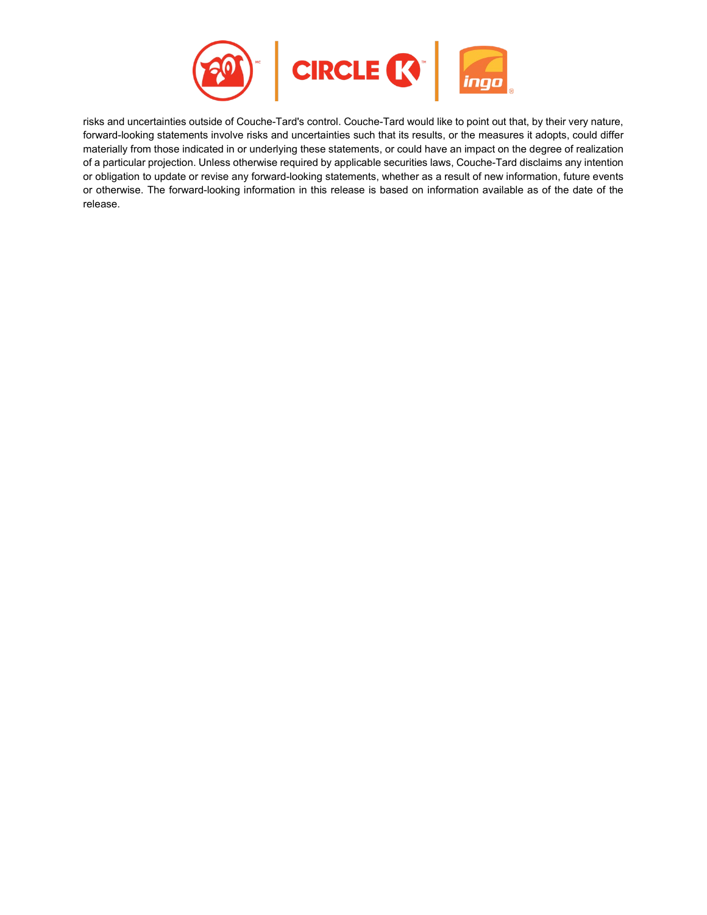risks and uncertainties outside of Couche-Tard's control. Couche-Tard would like to point out that, by their very nature, forward-looking statements involve risks and uncertainties such that its results, or the measures it adopts, could differ materially from those indicated in or underlying these statements, or could have an impact on the degree of realization of a particular projection. Unless otherwise required by applicable securities laws, Couche-Tard disclaims any intention or obligation to update or revise any forward-looking statements, whether as a result of new information, future events or otherwise. The forward-looking information in this release is based on information available as of the date of the release.